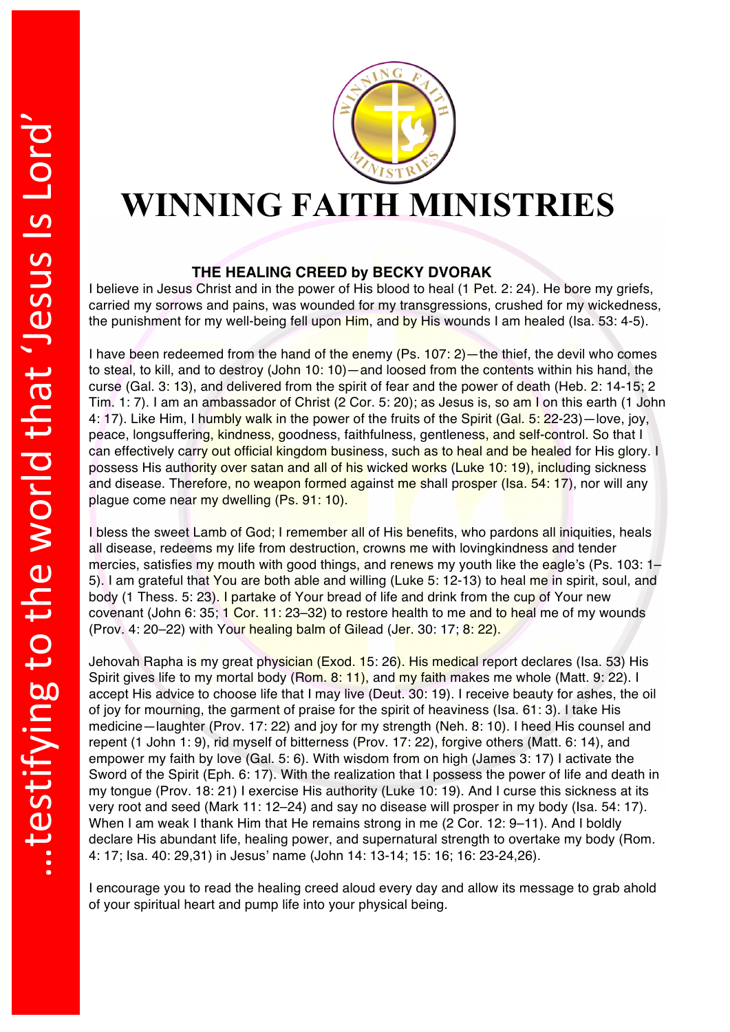…testifying to the world that 'Jesus Is Lord'

# WINNING FAITH MINISTRIES

### THE HEALING CREED by BECKY DVORAK

I believe in Jesus Christ and in the power of His blood to heal (1 Pet. 2: 24). He bore my griefs, carried my sorrows and pains, was wounded for my transgressions, crushed for my wickedness, the punishment for my well-being fell upon Him, and by His wounds I am healed (Isa. 53: 4-5).

I have been redeemed from the hand of the enemy (Ps. 107: 2)—the thief, the devil who comes to steal, to kill, and to destroy (John 10: 10)—and loosed from the contents within his hand, the curse (Gal. 3: 13), and delivered from the spirit of fear and the power of death (Heb. 2: 14-15; 2 Tim. 1: 7). I am an ambassador of Christ (2 Cor. 5: 20); as Jesus is, so am I on this earth (1 John 4: 17). Like Him, I humbly walk in the power of the fruits of the Spirit (Gal. 5: 22-23)—love, joy, peace, longsuffering, kindness, goodness, faithfulness, gentleness, and self-control. So that I can effectively carry out official kingdom business, such as to heal and be healed for His glory. I possess His authority over satan and all of his wicked works (Luke 10: 19), including sickness and disease. Therefore, no weapon formed against me shall prosper (Isa. 54: 17), nor will any plague come near my dwelling (Ps. 91: 10).

I bless the sweet Lamb of God; I remember all of His benefits, who pardons all iniquities, heals all disease, redeems my life from destruction, crowns me with lovingkindness and tender mercies, satisfies my mouth with good things, and renews my youth like the eagle's (Ps. 103: 1–5). I am grateful that You are both able and willing (Luke 5: 12-13) to heal me in spirit, soul, and body (1 Thess. 5: 23). I partake of Your bread of life and drink from the cup of Your new covenant (John 6: 35; 1 Cor. 11: 23–32) to restore health to me and to heal me of my wounds (Prov. 4: 20–22) with Your healing balm of Gilead (Jer. 30: 17; 8: 22).

Jehovah Rapha is my great physician (Exod. 15: 26). His medical report declares (Isa. 53) His Spirit gives life to my mortal body (Rom. 8: 11), and my faith makes me whole (Matt. 9: 22). I accept His advice to choose life that I may live (Deut. 30: 19). I receive beauty for ashes, the oil of joy for mourning, the garment of praise for the spirit of heaviness (Isa. 61: 3). I take His medicine—laughter (Prov. 17: 22) and joy for my strength (Neh. 8: 10). I heed His counsel and repent (1 John 1: 9), rid myself of bitterness (Prov. 17: 22), forgive others (Matt. 6: 14), and empower my faith by love (Gal. 5: 6). With wisdom from on high (James 3: 17) I activate the Sword of the Spirit (Eph. 6: 17). With the realization that I possess the power of life and death in my tongue (Prov. 18: 21) I exercise His authority (Luke 10: 19). And I curse this sickness at its very root and seed (Mark 11: 12–24) and say no disease will prosper in my body (Isa. 54: 17). When I am weak I thank Him that He remains strong in me (2 Cor. 12: 9–11). And I boldly declare His abundant life, healing power, and supernatural strength to overtake my body (Rom. 4: 17; Isa. 40: 29,31) in Jesus' name (John 14: 13-14; 15: 16; 16: 23-24,26).

I encourage you to read the healing creed aloud every day and allow its message to grab ahold of your spiritual heart and pump life into your physical being.